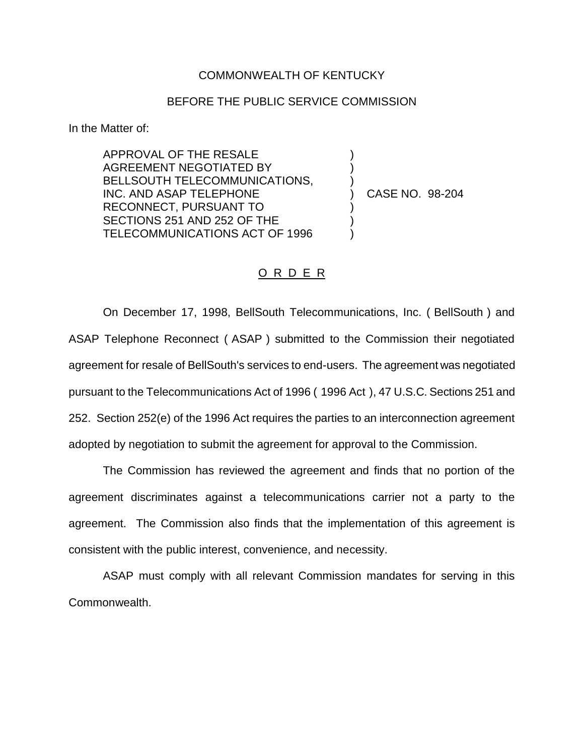COMMONWEALTH OF KENTUCKY

BEFORE THE PUBLIC SERVICE COMMISSION

In the Matter of:

APPROVAL OF THE RESALE AGREEMENT NEGOTIATED BY BELLSOUTH TELECOMMUNICATIONS, INC. AND ASAP TELEPHONE RECONNECT, PURSUANT TO SECTIONS 251 AND 252 OF THE TELECOMMUNICATIONS ACT OF 1996 ) CASE NO. 98-204

## O R D E R

On December 17, 1998, BellSouth Telecommunications, Inc. ( BellSouth ) and ASAP Telephone Reconnect ( ASAP ) submitted to the Commission their negotiated agreement for resale of BellSouth's services to end-users. The agreement was negotiated pursuant to the Telecommunications Act of 1996 ( 1996 Act ), 47 U.S.C. Sections 251 and 252. Section 252(e) of the 1996 Act requires the parties to an interconnection agreement adopted by negotiation to submit the agreement for approval to the Commission.

The Commission has reviewed the agreement and finds that no portion of the agreement discriminates against a telecommunications carrier not a party to the agreement. The Commission also finds that the implementation of this agreement is consistent with the public interest, convenience, and necessity.

ASAP must comply with all relevant Commission mandates for serving in this Commonwealth.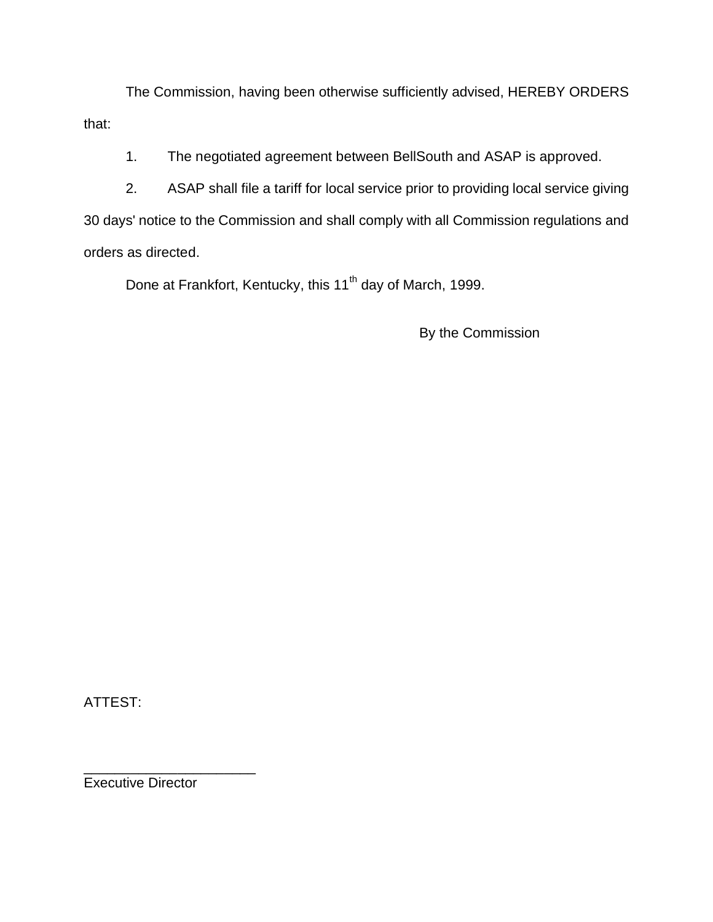The Commission, having been otherwise sufficiently advised, HEREBY ORDERS that:

1. The negotiated agreement between BellSouth and ASAP is approved.

2. ASAP shall file a tariff for local service prior to providing local service giving 30 days' notice to the Commission and shall comply with all Commission regulations and orders as directed.

Done at Frankfort, Kentucky, this 11th day of March, 1999.

By the Commission

ATTEST:

______________________

Executive Director